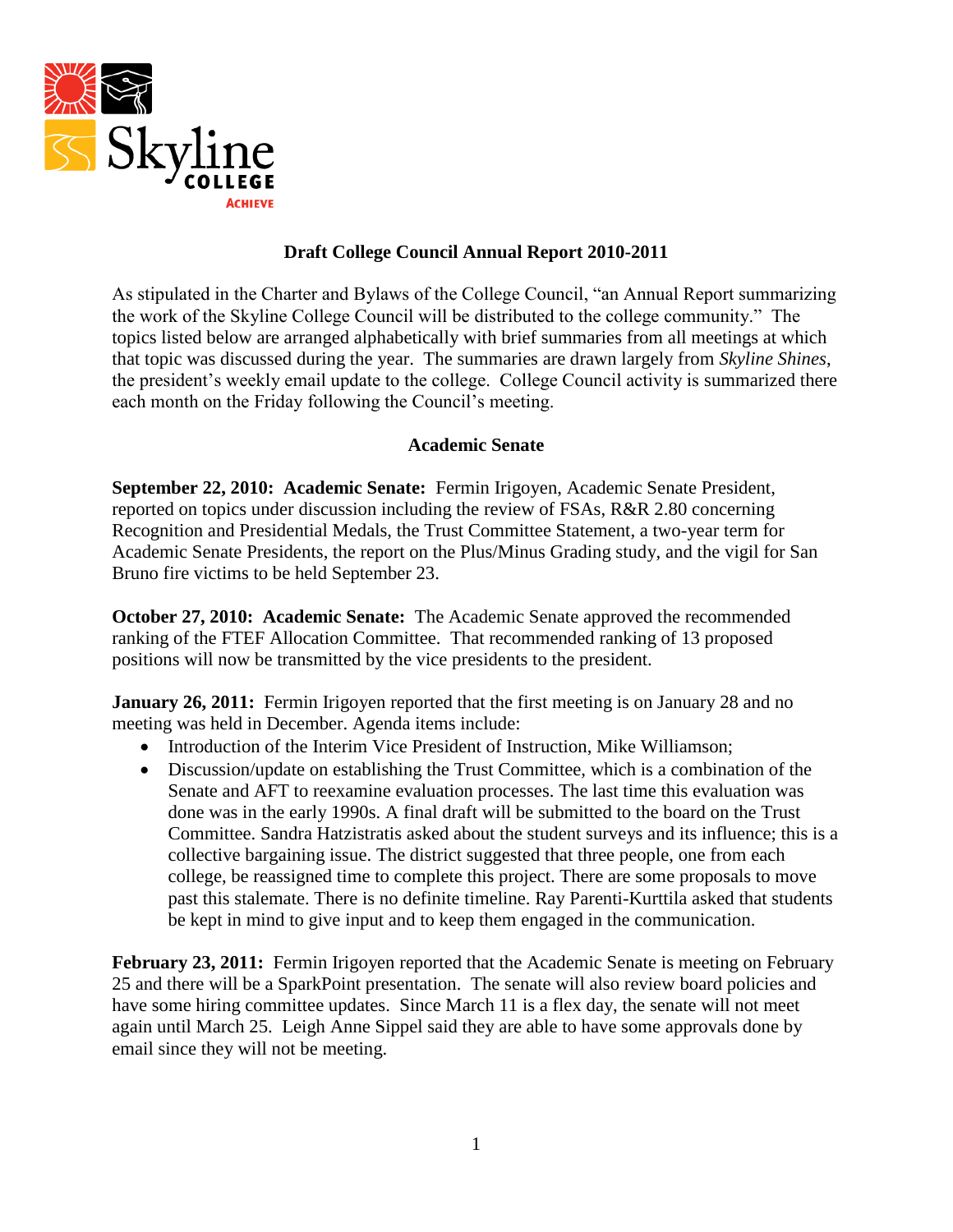# Draft College Council Annual Report 2010-2011

As stipulated in the Charter and Bylaws of the College Council, "an Annual Report summarizing the work of the Skyline College Council will be distributed to the college community." The topics listed below are arranged alphabetically with brief summaries from all meetings at which that topic was discussed during the year. The summaries are drawn largely from *Skyline Shines*, the president's weekly email update to the college. College Council activity is summarized there each month on the Friday following the Council's meeting.

## Academic Senate

**September 22, 2010: Academic Senate:** Fermin Irigoyen, Academic Senate President, reported on topics under discussion including the review of FSAs, R&R 2.80 concerning Recognition and Presidential Medals, the Trust Committee Statement, a two-year term for Academic Senate Presidents, the report on the Plus/Minus Grading study, and the vigil for San Bruno fire victims to be held September 23.

**October 27, 2010: Academic Senate:** The Academic Senate approved the recommended ranking of the FTEF Allocation Committee. That recommended ranking of 13 proposed positions will now be transmitted by the vice presidents to the president.

**January 26, 2011:** Fermin Irigoyen reported that the first meeting is on January 28 and no meeting was held in December. Agenda items include:

- Introduction of the Interim Vice President of Instruction, Mike Williamson;
- Discussion/update on establishing the Trust Committee, which is a combination of the Senate and AFT to reexamine evaluation processes. The last time this evaluation was done was in the early 1990s. A final draft will be submitted to the board on the Trust Committee. Sandra Hatzistratis asked about the student surveys and its influence; this is a collective bargaining issue. The district suggested that three people, one from each college, be reassigned time to complete this project. There are some proposals to move past this stalemate. There is no definite timeline. Ray Parenti-Kurttila asked that students be kept in mind to give input and to keep them engaged in the communication.

**February 23, 2011:** Fermin Irigoyen reported that the Academic Senate is meeting on February 25 and there will be a SparkPoint presentation. The senate will also review board policies and have some hiring committee updates. Since March 11 is a flex day, the senate will not meet again until March 25. Leigh Anne Sippel said they are able to have some approvals done by email since they will not be meeting.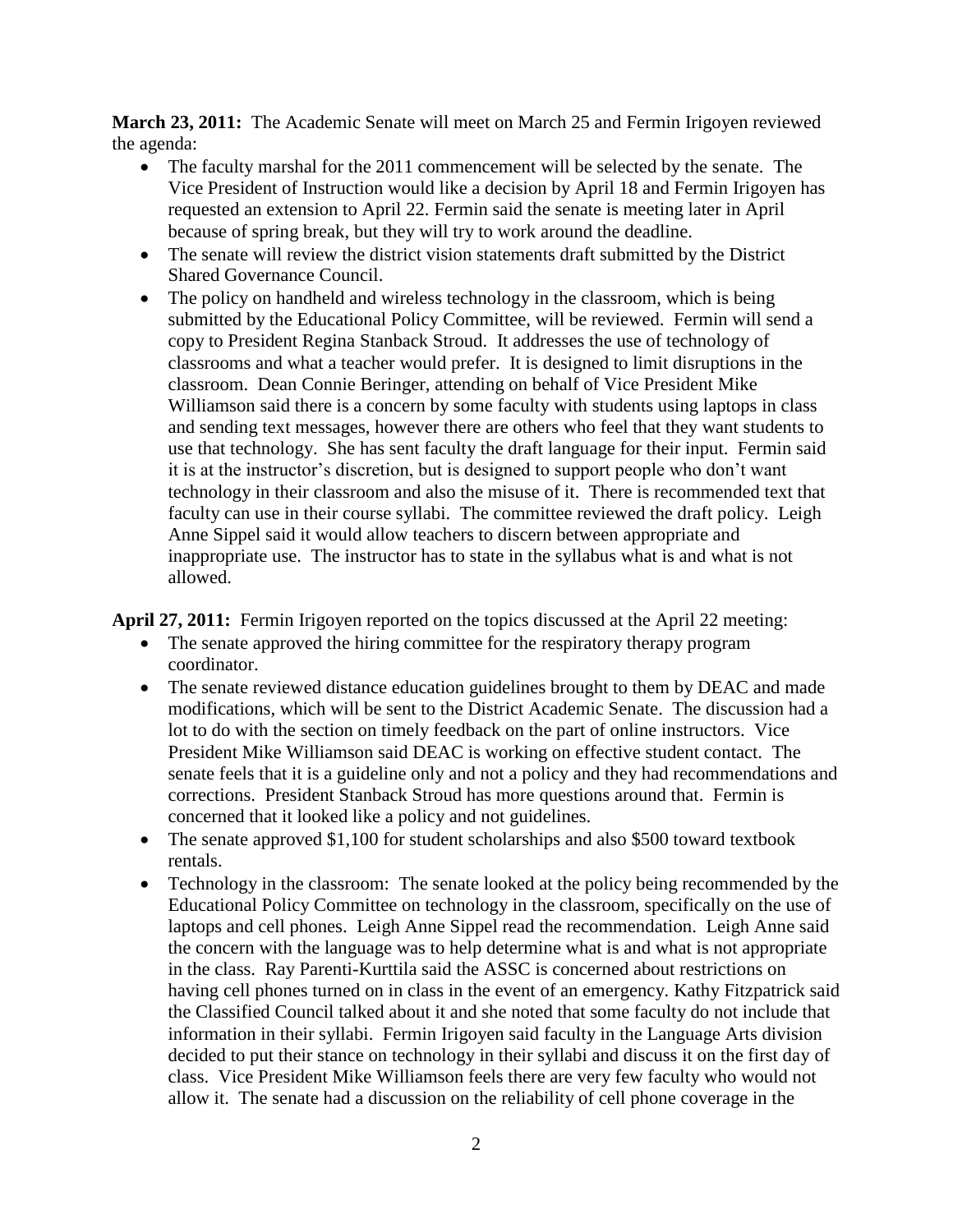**March 23, 2011:** The Academic Senate will meet on March 25 and Fermin Irigoyen reviewed the agenda:

- The faculty marshal for the 2011 commencement will be selected by the senate. The Vice President of Instruction would like a decision by April 18 and Fermin Irigoyen has requested an extension to April 22. Fermin said the senate is meeting later in April because of spring break, but they will try to work around the deadline.
- The senate will review the district vision statements draft submitted by the District Shared Governance Council.
- The policy on handheld and wireless technology in the classroom, which is being submitted by the Educational Policy Committee, will be reviewed. Fermin will send a copy to President Regina Stanback Stroud. It addresses the use of technology of classrooms and what a teacher would prefer. It is designed to limit disruptions in the classroom. Dean Connie Beringer, attending on behalf of Vice President Mike Williamson said there is a concern by some faculty with students using laptops in class and sending text messages, however there are others who feel that they want students to use that technology. She has sent faculty the draft language for their input. Fermin said it is at the instructor's discretion, but is designed to support people who don't want technology in their classroom and also the misuse of it. There is recommended text that faculty can use in their course syllabi. The committee reviewed the draft policy. Leigh Anne Sippel said it would allow teachers to discern between appropriate and inappropriate use. The instructor has to state in the syllabus what is and what is not allowed.

**April 27, 2011:** Fermin Irigoyen reported on the topics discussed at the April 22 meeting:

- The senate approved the hiring committee for the respiratory therapy program coordinator.
- The senate reviewed distance education guidelines brought to them by DEAC and made modifications, which will be sent to the District Academic Senate. The discussion had a lot to do with the section on timely feedback on the part of online instructors. Vice President Mike Williamson said DEAC is working on effective student contact. The senate feels that it is a guideline only and not a policy and they had recommendations and corrections. President Stanback Stroud has more questions around that. Fermin is concerned that it looked like a policy and not guidelines.
- The senate approved $1,100 for student scholarships and also $500 toward textbook rentals.
- Technology in the classroom: The senate looked at the policy being recommended by the Educational Policy Committee on technology in the classroom, specifically on the use of laptops and cell phones. Leigh Anne Sippel read the recommendation. Leigh Anne said the concern with the language was to help determine what is and what is not appropriate in the class. Ray Parenti-Kurttila said the ASSC is concerned about restrictions on having cell phones turned on in class in the event of an emergency. Kathy Fitzpatrick said the Classified Council talked about it and she noted that some faculty do not include that information in their syllabi. Fermin Irigoyen said faculty in the Language Arts division decided to put their stance on technology in their syllabi and discuss it on the first day of class. Vice President Mike Williamson feels there are very few faculty who would not allow it. The senate had a discussion on the reliability of cell phone coverage in the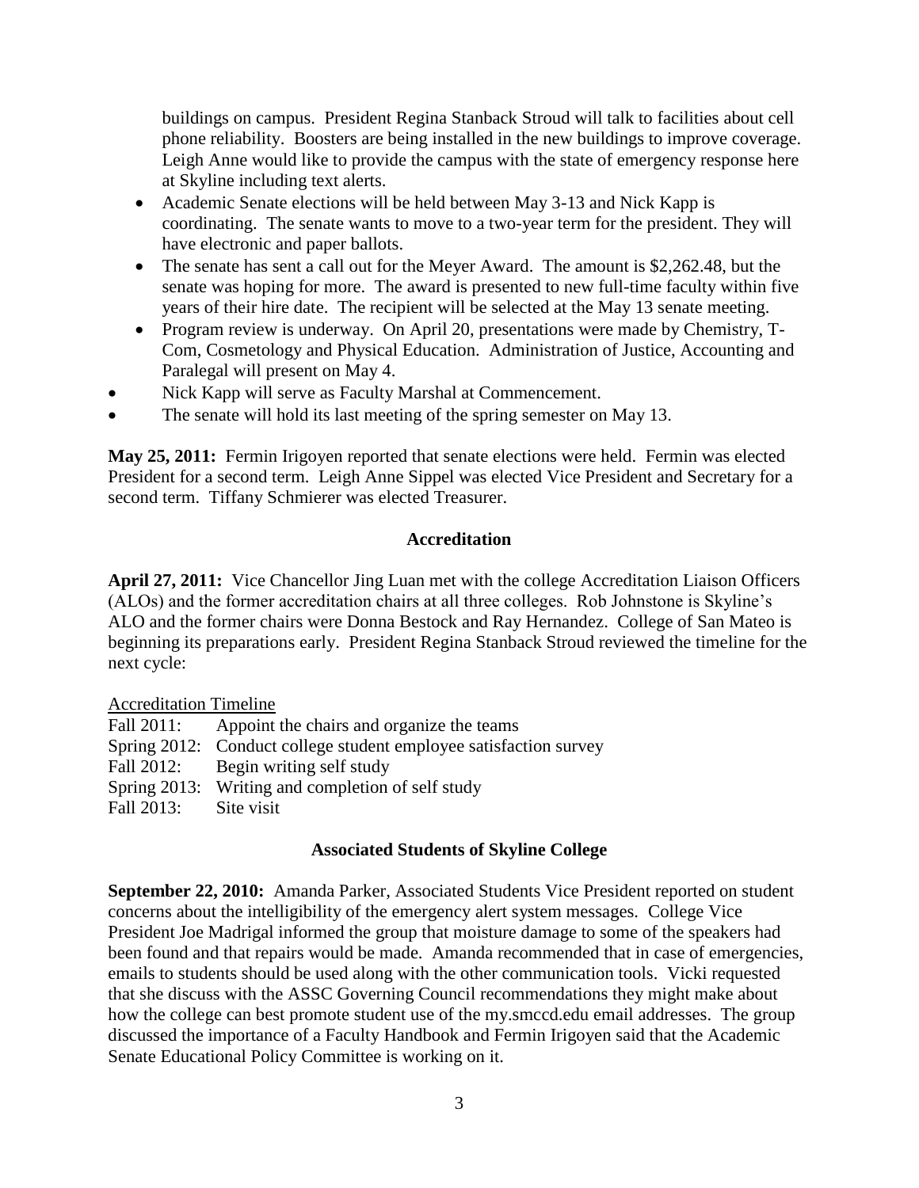buildings on campus. President Regina Stanback Stroud will talk to facilities about cell phone reliability. Boosters are being installed in the new buildings to improve coverage. Leigh Anne would like to provide the campus with the state of emergency response here at Skyline including text alerts.

- Academic Senate elections will be held between May 3-13 and Nick Kapp is coordinating. The senate wants to move to a two-year term for the president. They will have electronic and paper ballots.
- The senate has sent a call out for the Meyer Award. The amount is $2,262.48, but the senate was hoping for more. The award is presented to new full-time faculty within five years of their hire date. The recipient will be selected at the May 13 senate meeting.
- Program review is underway. On April 20, presentations were made by Chemistry, T-Com, Cosmetology and Physical Education. Administration of Justice, Accounting and Paralegal will present on May 4.
- Nick Kapp will serve as Faculty Marshal at Commencement.
- The senate will hold its last meeting of the spring semester on May 13.

**May 25, 2011:** Fermin Irigoyen reported that senate elections were held. Fermin was elected President for a second term. Leigh Anne Sippel was elected Vice President and Secretary for a second term. Tiffany Schmierer was elected Treasurer.

## Accreditation

**April 27, 2011:** Vice Chancellor Jing Luan met with the college Accreditation Liaison Officers (ALOs) and the former accreditation chairs at all three colleges. Rob Johnstone is Skyline's ALO and the former chairs were Donna Bestock and Ray Hernandez. College of San Mateo is beginning its preparations early. President Regina Stanback Stroud reviewed the timeline for the next cycle:

Accreditation Timeline

| | |
|---|---|
| Fall 2011: | Appoint the chairs and organize the teams |
| Spring 2012: | Conduct college student employee satisfaction survey |
| Fall 2012: | Begin writing self study |
| Spring 2013: | Writing and completion of self study |
| Fall 2013: | Site visit |

## Associated Students of Skyline College

**September 22, 2010:** Amanda Parker, Associated Students Vice President reported on student concerns about the intelligibility of the emergency alert system messages. College Vice President Joe Madrigal informed the group that moisture damage to some of the speakers had been found and that repairs would be made. Amanda recommended that in case of emergencies, emails to students should be used along with the other communication tools. Vicki requested that she discuss with the ASSC Governing Council recommendations they might make about how the college can best promote student use of the my.smccd.edu email addresses. The group discussed the importance of a Faculty Handbook and Fermin Irigoyen said that the Academic Senate Educational Policy Committee is working on it.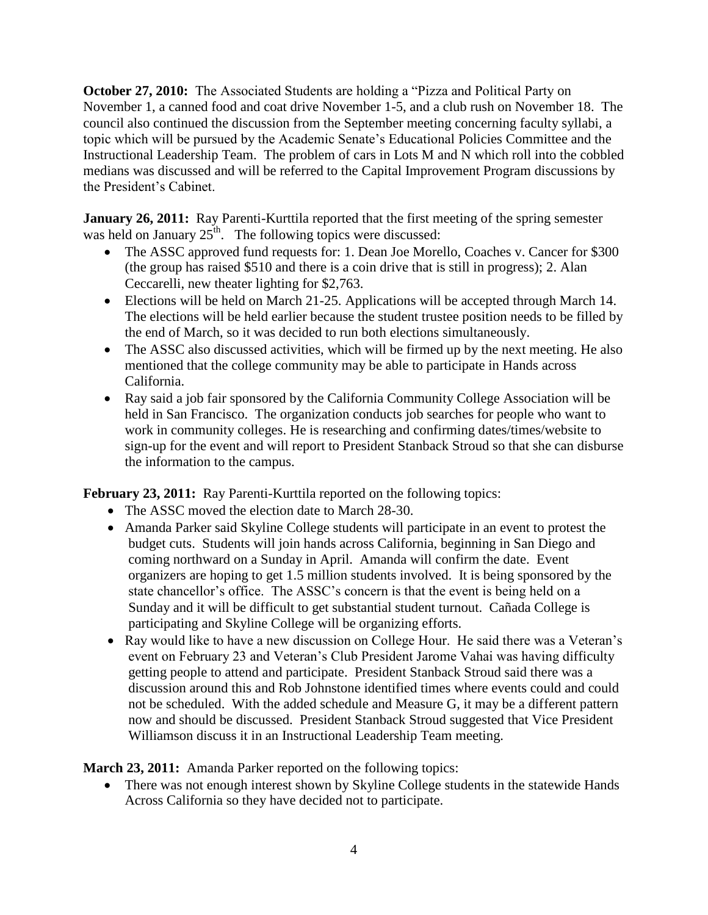**October 27, 2010:** The Associated Students are holding a "Pizza and Political Party on November 1, a canned food and coat drive November 1-5, and a club rush on November 18. The council also continued the discussion from the September meeting concerning faculty syllabi, a topic which will be pursued by the Academic Senate's Educational Policies Committee and the Instructional Leadership Team. The problem of cars in Lots M and N which roll into the cobbled medians was discussed and will be referred to the Capital Improvement Program discussions by the President's Cabinet.

**January 26, 2011:** Ray Parenti-Kurttila reported that the first meeting of the spring semester was held on January 25th. The following topics were discussed:

- The ASSC approved fund requests for: 1. Dean Joe Morello, Coaches v. Cancer for $300 (the group has raised $510 and there is a coin drive that is still in progress); 2. Alan Ceccarelli, new theater lighting for $2,763.
- Elections will be held on March 21-25. Applications will be accepted through March 14. The elections will be held earlier because the student trustee position needs to be filled by the end of March, so it was decided to run both elections simultaneously.
- The ASSC also discussed activities, which will be firmed up by the next meeting. He also mentioned that the college community may be able to participate in Hands across California.
- Ray said a job fair sponsored by the California Community College Association will be held in San Francisco. The organization conducts job searches for people who want to work in community colleges. He is researching and confirming dates/times/website to sign-up for the event and will report to President Stanback Stroud so that she can disburse the information to the campus.

**February 23, 2011:** Ray Parenti-Kurttila reported on the following topics:

- The ASSC moved the election date to March 28-30.
- Amanda Parker said Skyline College students will participate in an event to protest the budget cuts. Students will join hands across California, beginning in San Diego and coming northward on a Sunday in April. Amanda will confirm the date. Event organizers are hoping to get 1.5 million students involved. It is being sponsored by the state chancellor's office. The ASSC's concern is that the event is being held on a Sunday and it will be difficult to get substantial student turnout. Cañada College is participating and Skyline College will be organizing efforts.
- Ray would like to have a new discussion on College Hour. He said there was a Veteran's event on February 23 and Veteran's Club President Jarome Vahai was having difficulty getting people to attend and participate. President Stanback Stroud said there was a discussion around this and Rob Johnstone identified times where events could and could not be scheduled. With the added schedule and Measure G, it may be a different pattern now and should be discussed. President Stanback Stroud suggested that Vice President Williamson discuss it in an Instructional Leadership Team meeting.

**March 23, 2011:** Amanda Parker reported on the following topics:

- There was not enough interest shown by Skyline College students in the statewide Hands Across California so they have decided not to participate.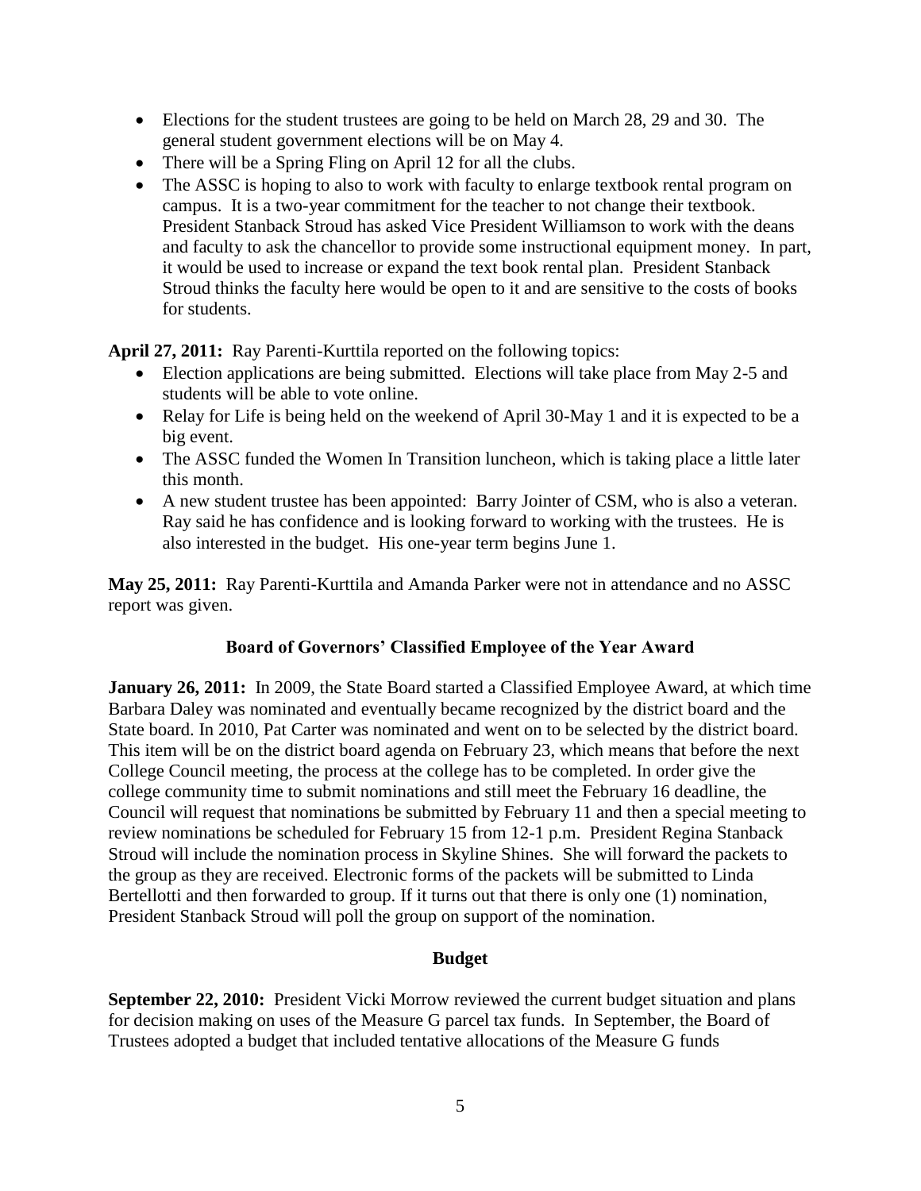- Elections for the student trustees are going to be held on March 28, 29 and 30. The general student government elections will be on May 4.
- There will be a Spring Fling on April 12 for all the clubs.
- The ASSC is hoping to also to work with faculty to enlarge textbook rental program on campus. It is a two-year commitment for the teacher to not change their textbook. President Stanback Stroud has asked Vice President Williamson to work with the deans and faculty to ask the chancellor to provide some instructional equipment money. In part, it would be used to increase or expand the text book rental plan. President Stanback Stroud thinks the faculty here would be open to it and are sensitive to the costs of books for students.

**April 27, 2011:** Ray Parenti-Kurttila reported on the following topics:

- Election applications are being submitted. Elections will take place from May 2-5 and students will be able to vote online.
- Relay for Life is being held on the weekend of April 30-May 1 and it is expected to be a big event.
- The ASSC funded the Women In Transition luncheon, which is taking place a little later this month.
- A new student trustee has been appointed: Barry Jointer of CSM, who is also a veteran. Ray said he has confidence and is looking forward to working with the trustees. He is also interested in the budget. His one-year term begins June 1.

**May 25, 2011:** Ray Parenti-Kurttila and Amanda Parker were not in attendance and no ASSC report was given.

## Board of Governors' Classified Employee of the Year Award

**January 26, 2011:** In 2009, the State Board started a Classified Employee Award, at which time Barbara Daley was nominated and eventually became recognized by the district board and the State board. In 2010, Pat Carter was nominated and went on to be selected by the district board. This item will be on the district board agenda on February 23, which means that before the next College Council meeting, the process at the college has to be completed. In order give the college community time to submit nominations and still meet the February 16 deadline, the Council will request that nominations be submitted by February 11 and then a special meeting to review nominations be scheduled for February 15 from 12-1 p.m. President Regina Stanback Stroud will include the nomination process in Skyline Shines. She will forward the packets to the group as they are received. Electronic forms of the packets will be submitted to Linda Bertellotti and then forwarded to group. If it turns out that there is only one (1) nomination, President Stanback Stroud will poll the group on support of the nomination.

## Budget

**September 22, 2010:** President Vicki Morrow reviewed the current budget situation and plans for decision making on uses of the Measure G parcel tax funds. In September, the Board of Trustees adopted a budget that included tentative allocations of the Measure G funds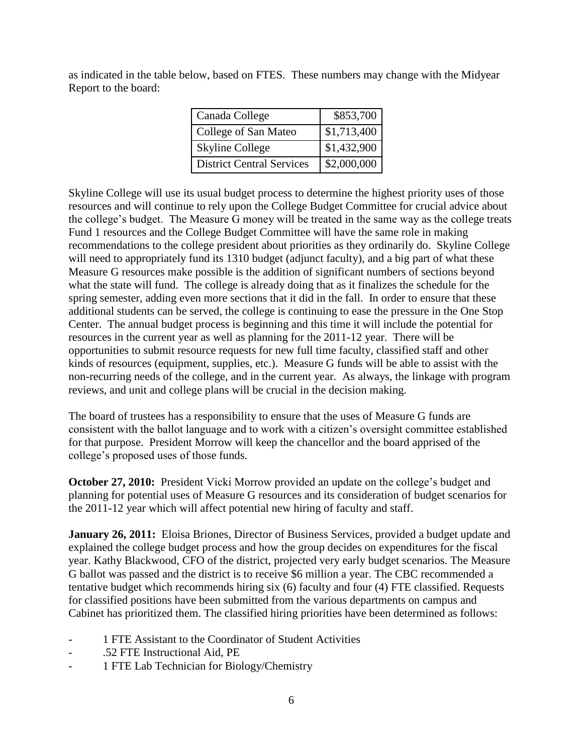as indicated in the table below, based on FTES. These numbers may change with the Midyear Report to the board:

| | |
|---|---|
| Canada College | $853,700 |
| College of San Mateo | $1,713,400 |
| Skyline College | $1,432,900 |
| District Central Services | $2,000,000 |

Skyline College will use its usual budget process to determine the highest priority uses of those resources and will continue to rely upon the College Budget Committee for crucial advice about the college's budget. The Measure G money will be treated in the same way as the college treats Fund 1 resources and the College Budget Committee will have the same role in making recommendations to the college president about priorities as they ordinarily do. Skyline College will need to appropriately fund its 1310 budget (adjunct faculty), and a big part of what these Measure G resources make possible is the addition of significant numbers of sections beyond what the state will fund. The college is already doing that as it finalizes the schedule for the spring semester, adding even more sections that it did in the fall. In order to ensure that these additional students can be served, the college is continuing to ease the pressure in the One Stop Center. The annual budget process is beginning and this time it will include the potential for resources in the current year as well as planning for the 2011-12 year. There will be opportunities to submit resource requests for new full time faculty, classified staff and other kinds of resources (equipment, supplies, etc.). Measure G funds will be able to assist with the non-recurring needs of the college, and in the current year. As always, the linkage with program reviews, and unit and college plans will be crucial in the decision making.

The board of trustees has a responsibility to ensure that the uses of Measure G funds are consistent with the ballot language and to work with a citizen's oversight committee established for that purpose. President Morrow will keep the chancellor and the board apprised of the college's proposed uses of those funds.

**October 27, 2010:** President Vicki Morrow provided an update on the college's budget and planning for potential uses of Measure G resources and its consideration of budget scenarios for the 2011-12 year which will affect potential new hiring of faculty and staff.

**January 26, 2011:** Eloisa Briones, Director of Business Services, provided a budget update and explained the college budget process and how the group decides on expenditures for the fiscal year. Kathy Blackwood, CFO of the district, projected very early budget scenarios. The Measure G ballot was passed and the district is to receive $6 million a year. The CBC recommended a tentative budget which recommends hiring six (6) faculty and four (4) FTE classified. Requests for classified positions have been submitted from the various departments on campus and Cabinet has prioritized them. The classified hiring priorities have been determined as follows:

- 1 FTE Assistant to the Coordinator of Student Activities
- .52 FTE Instructional Aid, PE
- 1 FTE Lab Technician for Biology/Chemistry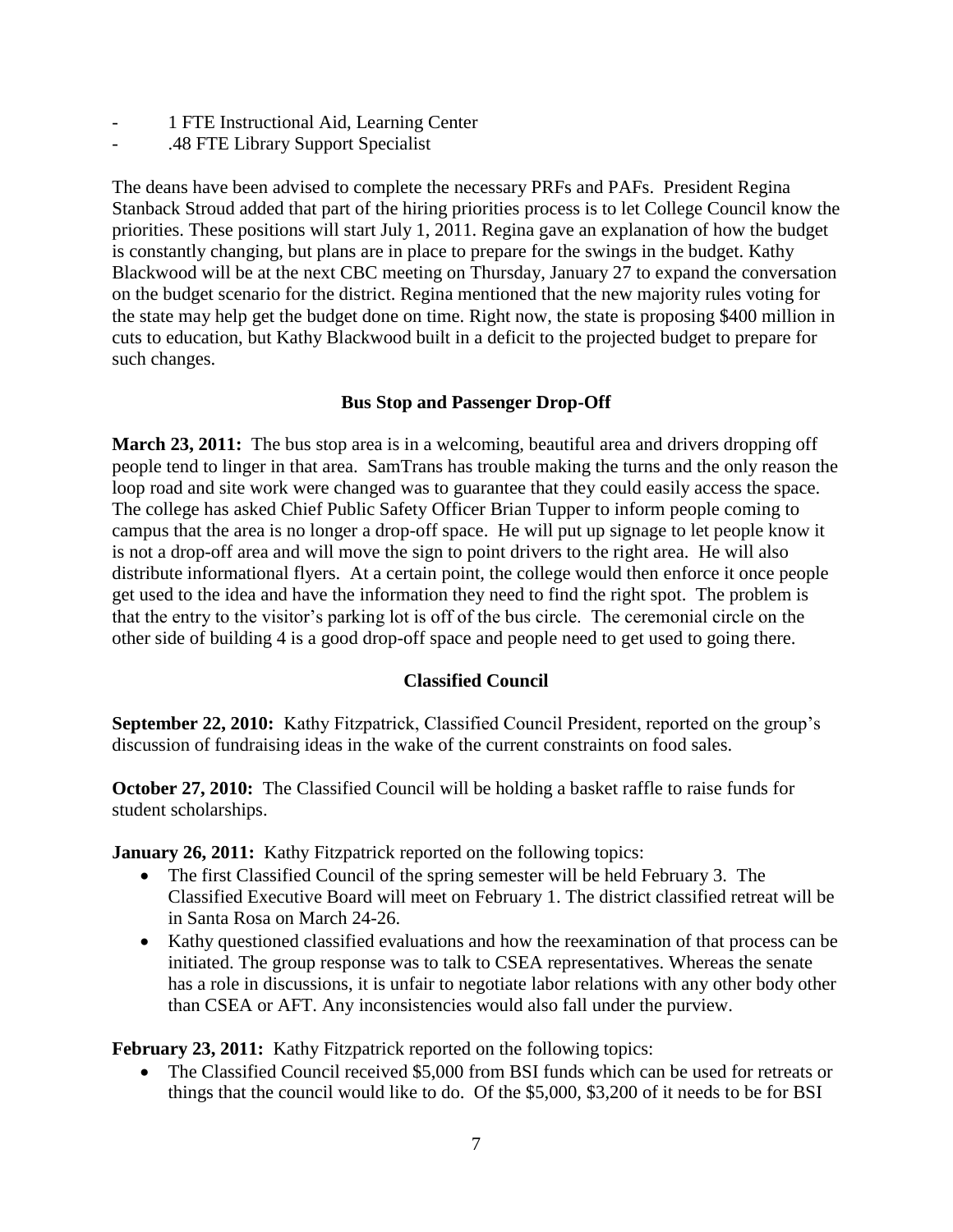- 1 FTE Instructional Aid, Learning Center
- .48 FTE Library Support Specialist

The deans have been advised to complete the necessary PRFs and PAFs. President Regina Stanback Stroud added that part of the hiring priorities process is to let College Council know the priorities. These positions will start July 1, 2011. Regina gave an explanation of how the budget is constantly changing, but plans are in place to prepare for the swings in the budget. Kathy Blackwood will be at the next CBC meeting on Thursday, January 27 to expand the conversation on the budget scenario for the district. Regina mentioned that the new majority rules voting for the state may help get the budget done on time. Right now, the state is proposing $400 million in cuts to education, but Kathy Blackwood built in a deficit to the projected budget to prepare for such changes.

### Bus Stop and Passenger Drop-Off

**March 23, 2011:** The bus stop area is in a welcoming, beautiful area and drivers dropping off people tend to linger in that area. SamTrans has trouble making the turns and the only reason the loop road and site work were changed was to guarantee that they could easily access the space. The college has asked Chief Public Safety Officer Brian Tupper to inform people coming to campus that the area is no longer a drop-off space. He will put up signage to let people know it is not a drop-off area and will move the sign to point drivers to the right area. He will also distribute informational flyers. At a certain point, the college would then enforce it once people get used to the idea and have the information they need to find the right spot. The problem is that the entry to the visitor's parking lot is off of the bus circle. The ceremonial circle on the other side of building 4 is a good drop-off space and people need to get used to going there.

### Classified Council

**September 22, 2010:** Kathy Fitzpatrick, Classified Council President, reported on the group's discussion of fundraising ideas in the wake of the current constraints on food sales.

**October 27, 2010:** The Classified Council will be holding a basket raffle to raise funds for student scholarships.

**January 26, 2011:** Kathy Fitzpatrick reported on the following topics:

- The first Classified Council of the spring semester will be held February 3. The Classified Executive Board will meet on February 1. The district classified retreat will be in Santa Rosa on March 24-26.
- Kathy questioned classified evaluations and how the reexamination of that process can be initiated. The group response was to talk to CSEA representatives. Whereas the senate has a role in discussions, it is unfair to negotiate labor relations with any other body other than CSEA or AFT. Any inconsistencies would also fall under the purview.

**February 23, 2011:** Kathy Fitzpatrick reported on the following topics:

- The Classified Council received $5,000 from BSI funds which can be used for retreats or things that the council would like to do. Of the $5,000, $3,200 of it needs to be for BSI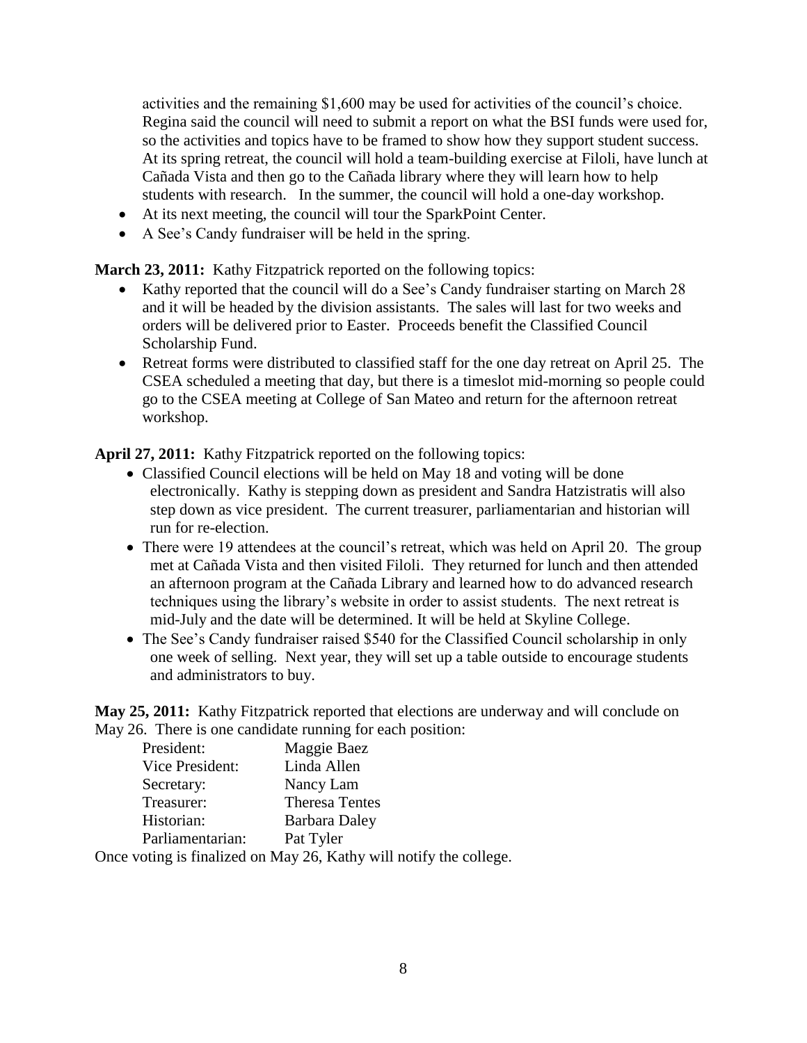activities and the remaining $1,600 may be used for activities of the council's choice. Regina said the council will need to submit a report on what the BSI funds were used for, so the activities and topics have to be framed to show how they support student success. At its spring retreat, the council will hold a team-building exercise at Filoli, have lunch at Cañada Vista and then go to the Cañada library where they will learn how to help students with research. In the summer, the council will hold a one-day workshop.

- At its next meeting, the council will tour the SparkPoint Center.
- A See's Candy fundraiser will be held in the spring.

**March 23, 2011:** Kathy Fitzpatrick reported on the following topics:

- Kathy reported that the council will do a See's Candy fundraiser starting on March 28 and it will be headed by the division assistants. The sales will last for two weeks and orders will be delivered prior to Easter. Proceeds benefit the Classified Council Scholarship Fund.
- Retreat forms were distributed to classified staff for the one day retreat on April 25. The CSEA scheduled a meeting that day, but there is a timeslot mid-morning so people could go to the CSEA meeting at College of San Mateo and return for the afternoon retreat workshop.

**April 27, 2011:** Kathy Fitzpatrick reported on the following topics:

- Classified Council elections will be held on May 18 and voting will be done electronically. Kathy is stepping down as president and Sandra Hatzistratis will also step down as vice president. The current treasurer, parliamentarian and historian will run for re-election.
- There were 19 attendees at the council's retreat, which was held on April 20. The group met at Cañada Vista and then visited Filoli. They returned for lunch and then attended an afternoon program at the Cañada Library and learned how to do advanced research techniques using the library's website in order to assist students. The next retreat is mid-July and the date will be determined. It will be held at Skyline College.
- The See's Candy fundraiser raised $540 for the Classified Council scholarship in only one week of selling. Next year, they will set up a table outside to encourage students and administrators to buy.

**May 25, 2011:** Kathy Fitzpatrick reported that elections are underway and will conclude on May 26. There is one candidate running for each position:

| | |
|---|---|
| President: | Maggie Baez |
| Vice President: | Linda Allen |
| Secretary: | Nancy Lam |
| Treasurer: | Theresa Tentes |
| Historian: | Barbara Daley |
| Parliamentarian: | Pat Tyler |

Once voting is finalized on May 26, Kathy will notify the college.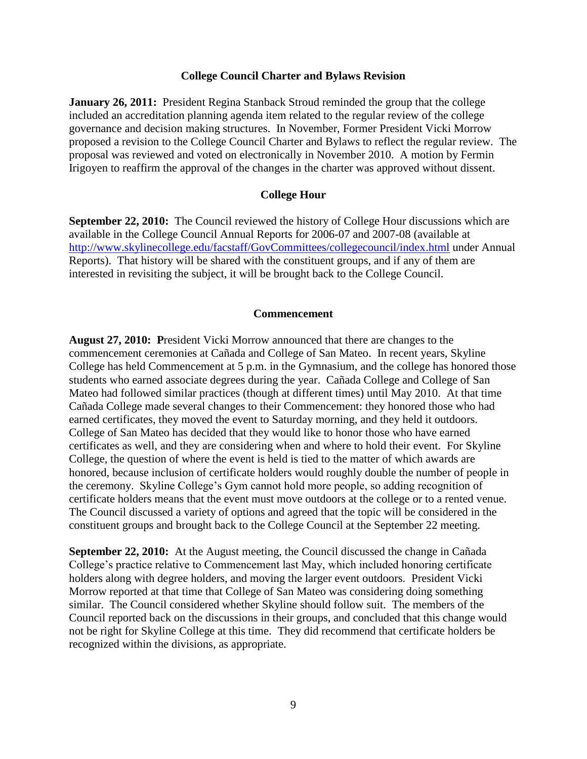## College Council Charter and Bylaws Revision

**January 26, 2011:** President Regina Stanback Stroud reminded the group that the college included an accreditation planning agenda item related to the regular review of the college governance and decision making structures. In November, Former President Vicki Morrow proposed a revision to the College Council Charter and Bylaws to reflect the regular review. The proposal was reviewed and voted on electronically in November 2010. A motion by Fermin Irigoyen to reaffirm the approval of the changes in the charter was approved without dissent.

## College Hour

**September 22, 2010:** The Council reviewed the history of College Hour discussions which are available in the College Council Annual Reports for 2006-07 and 2007-08 (available at http://www.skylinecollege.edu/facstaff/GovCommittees/collegecouncil/index.html under Annual Reports). That history will be shared with the constituent groups, and if any of them are interested in revisiting the subject, it will be brought back to the College Council.

## Commencement

**August 27, 2010: P**resident Vicki Morrow announced that there are changes to the commencement ceremonies at Cañada and College of San Mateo. In recent years, Skyline College has held Commencement at 5 p.m. in the Gymnasium, and the college has honored those students who earned associate degrees during the year. Cañada College and College of San Mateo had followed similar practices (though at different times) until May 2010. At that time Cañada College made several changes to their Commencement: they honored those who had earned certificates, they moved the event to Saturday morning, and they held it outdoors. College of San Mateo has decided that they would like to honor those who have earned certificates as well, and they are considering when and where to hold their event. For Skyline College, the question of where the event is held is tied to the matter of which awards are honored, because inclusion of certificate holders would roughly double the number of people in the ceremony. Skyline College's Gym cannot hold more people, so adding recognition of certificate holders means that the event must move outdoors at the college or to a rented venue. The Council discussed a variety of options and agreed that the topic will be considered in the constituent groups and brought back to the College Council at the September 22 meeting.

**September 22, 2010:** At the August meeting, the Council discussed the change in Cañada College's practice relative to Commencement last May, which included honoring certificate holders along with degree holders, and moving the larger event outdoors. President Vicki Morrow reported at that time that College of San Mateo was considering doing something similar. The Council considered whether Skyline should follow suit. The members of the Council reported back on the discussions in their groups, and concluded that this change would not be right for Skyline College at this time. They did recommend that certificate holders be recognized within the divisions, as appropriate.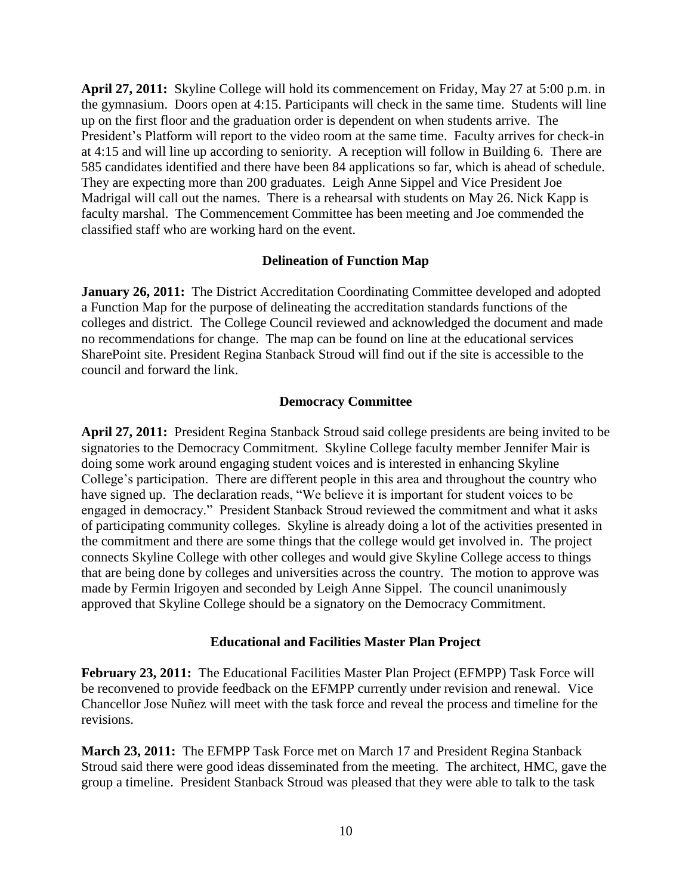**April 27, 2011:** Skyline College will hold its commencement on Friday, May 27 at 5:00 p.m. in the gymnasium. Doors open at 4:15. Participants will check in the same time. Students will line up on the first floor and the graduation order is dependent on when students arrive. The President's Platform will report to the video room at the same time. Faculty arrives for check-in at 4:15 and will line up according to seniority. A reception will follow in Building 6. There are 585 candidates identified and there have been 84 applications so far, which is ahead of schedule. They are expecting more than 200 graduates. Leigh Anne Sippel and Vice President Joe Madrigal will call out the names. There is a rehearsal with students on May 26. Nick Kapp is faculty marshal. The Commencement Committee has been meeting and Joe commended the classified staff who are working hard on the event.

## Delineation of Function Map

**January 26, 2011:** The District Accreditation Coordinating Committee developed and adopted a Function Map for the purpose of delineating the accreditation standards functions of the colleges and district. The College Council reviewed and acknowledged the document and made no recommendations for change. The map can be found on line at the educational services SharePoint site. President Regina Stanback Stroud will find out if the site is accessible to the council and forward the link.

## Democracy Committee

**April 27, 2011:** President Regina Stanback Stroud said college presidents are being invited to be signatories to the Democracy Commitment. Skyline College faculty member Jennifer Mair is doing some work around engaging student voices and is interested in enhancing Skyline College's participation. There are different people in this area and throughout the country who have signed up. The declaration reads, "We believe it is important for student voices to be engaged in democracy." President Stanback Stroud reviewed the commitment and what it asks of participating community colleges. Skyline is already doing a lot of the activities presented in the commitment and there are some things that the college would get involved in. The project connects Skyline College with other colleges and would give Skyline College access to things that are being done by colleges and universities across the country. The motion to approve was made by Fermin Irigoyen and seconded by Leigh Anne Sippel. The council unanimously approved that Skyline College should be a signatory on the Democracy Commitment.

## Educational and Facilities Master Plan Project

**February 23, 2011:** The Educational Facilities Master Plan Project (EFMPP) Task Force will be reconvened to provide feedback on the EFMPP currently under revision and renewal. Vice Chancellor Jose Nuñez will meet with the task force and reveal the process and timeline for the revisions.

**March 23, 2011:** The EFMPP Task Force met on March 17 and President Regina Stanback Stroud said there were good ideas disseminated from the meeting. The architect, HMC, gave the group a timeline. President Stanback Stroud was pleased that they were able to talk to the task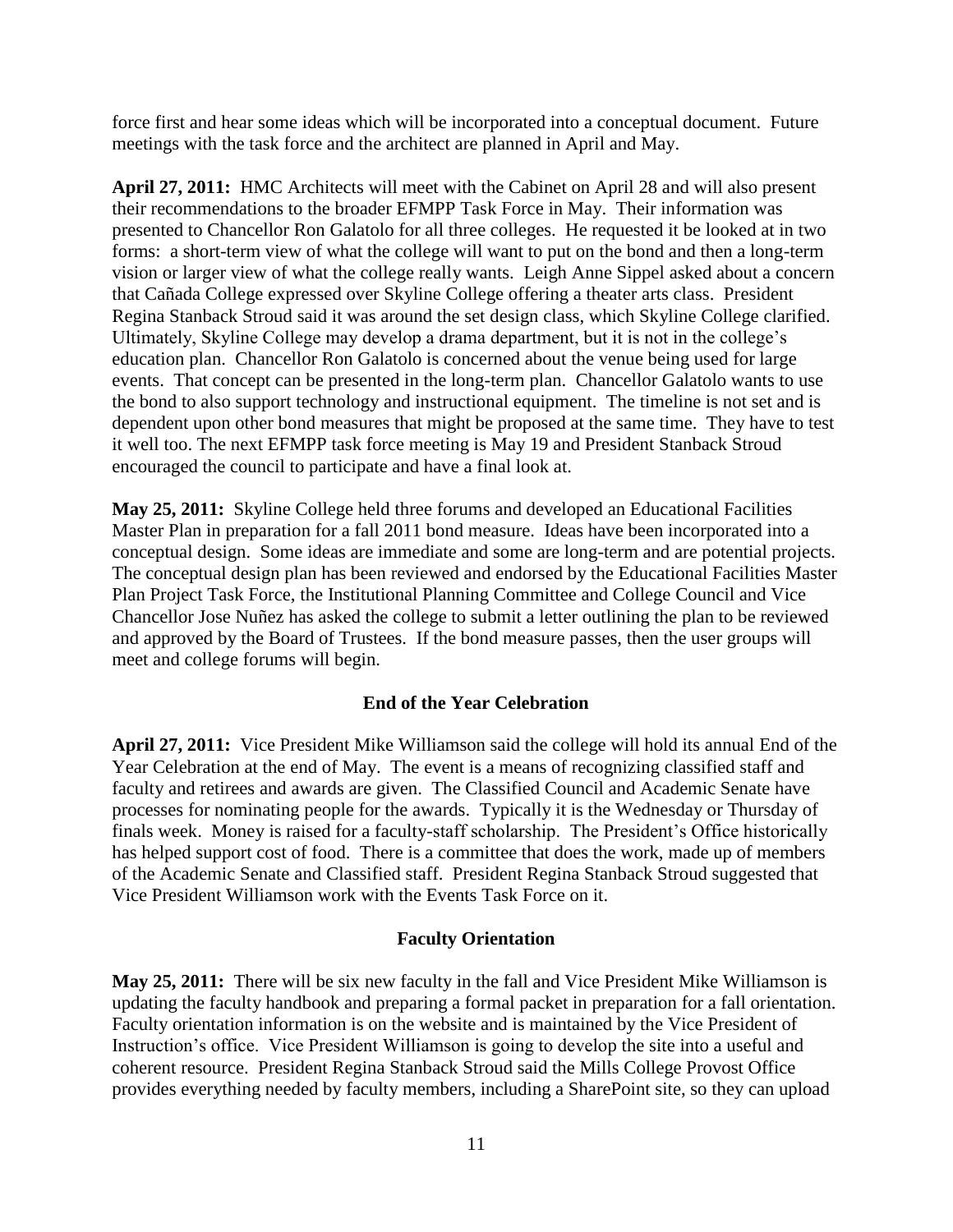force first and hear some ideas which will be incorporated into a conceptual document. Future meetings with the task force and the architect are planned in April and May.

**April 27, 2011:** HMC Architects will meet with the Cabinet on April 28 and will also present their recommendations to the broader EFMPP Task Force in May. Their information was presented to Chancellor Ron Galatolo for all three colleges. He requested it be looked at in two forms: a short-term view of what the college will want to put on the bond and then a long-term vision or larger view of what the college really wants. Leigh Anne Sippel asked about a concern that Cañada College expressed over Skyline College offering a theater arts class. President Regina Stanback Stroud said it was around the set design class, which Skyline College clarified. Ultimately, Skyline College may develop a drama department, but it is not in the college's education plan. Chancellor Ron Galatolo is concerned about the venue being used for large events. That concept can be presented in the long-term plan. Chancellor Galatolo wants to use the bond to also support technology and instructional equipment. The timeline is not set and is dependent upon other bond measures that might be proposed at the same time. They have to test it well too. The next EFMPP task force meeting is May 19 and President Stanback Stroud encouraged the council to participate and have a final look at.

**May 25, 2011:** Skyline College held three forums and developed an Educational Facilities Master Plan in preparation for a fall 2011 bond measure. Ideas have been incorporated into a conceptual design. Some ideas are immediate and some are long-term and are potential projects. The conceptual design plan has been reviewed and endorsed by the Educational Facilities Master Plan Project Task Force, the Institutional Planning Committee and College Council and Vice Chancellor Jose Nuñez has asked the college to submit a letter outlining the plan to be reviewed and approved by the Board of Trustees. If the bond measure passes, then the user groups will meet and college forums will begin.

### End of the Year Celebration

**April 27, 2011:** Vice President Mike Williamson said the college will hold its annual End of the Year Celebration at the end of May. The event is a means of recognizing classified staff and faculty and retirees and awards are given. The Classified Council and Academic Senate have processes for nominating people for the awards. Typically it is the Wednesday or Thursday of finals week. Money is raised for a faculty-staff scholarship. The President's Office historically has helped support cost of food. There is a committee that does the work, made up of members of the Academic Senate and Classified staff. President Regina Stanback Stroud suggested that Vice President Williamson work with the Events Task Force on it.

### Faculty Orientation

**May 25, 2011:** There will be six new faculty in the fall and Vice President Mike Williamson is updating the faculty handbook and preparing a formal packet in preparation for a fall orientation. Faculty orientation information is on the website and is maintained by the Vice President of Instruction's office. Vice President Williamson is going to develop the site into a useful and coherent resource. President Regina Stanback Stroud said the Mills College Provost Office provides everything needed by faculty members, including a SharePoint site, so they can upload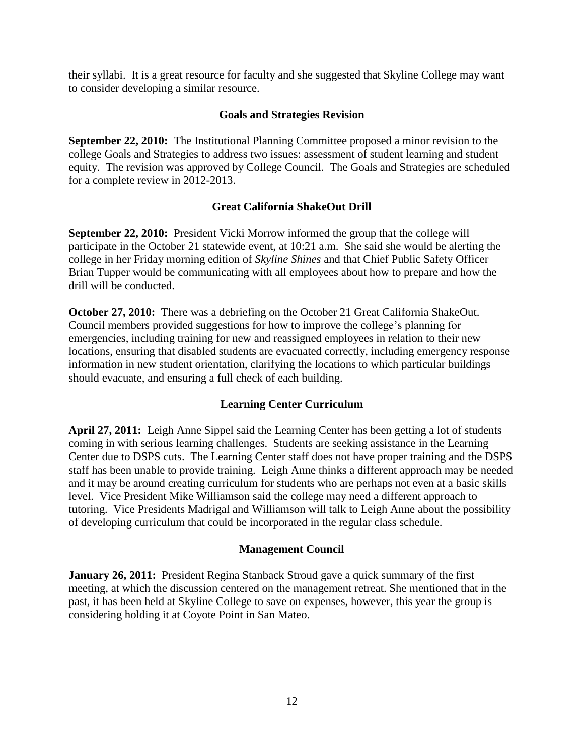their syllabi. It is a great resource for faculty and she suggested that Skyline College may want to consider developing a similar resource.

## Goals and Strategies Revision

**September 22, 2010:** The Institutional Planning Committee proposed a minor revision to the college Goals and Strategies to address two issues: assessment of student learning and student equity. The revision was approved by College Council. The Goals and Strategies are scheduled for a complete review in 2012-2013.

## Great California ShakeOut Drill

**September 22, 2010:** President Vicki Morrow informed the group that the college will participate in the October 21 statewide event, at 10:21 a.m. She said she would be alerting the college in her Friday morning edition of *Skyline Shines* and that Chief Public Safety Officer Brian Tupper would be communicating with all employees about how to prepare and how the drill will be conducted.

**October 27, 2010:** There was a debriefing on the October 21 Great California ShakeOut. Council members provided suggestions for how to improve the college's planning for emergencies, including training for new and reassigned employees in relation to their new locations, ensuring that disabled students are evacuated correctly, including emergency response information in new student orientation, clarifying the locations to which particular buildings should evacuate, and ensuring a full check of each building.

## Learning Center Curriculum

**April 27, 2011:** Leigh Anne Sippel said the Learning Center has been getting a lot of students coming in with serious learning challenges. Students are seeking assistance in the Learning Center due to DSPS cuts. The Learning Center staff does not have proper training and the DSPS staff has been unable to provide training. Leigh Anne thinks a different approach may be needed and it may be around creating curriculum for students who are perhaps not even at a basic skills level. Vice President Mike Williamson said the college may need a different approach to tutoring. Vice Presidents Madrigal and Williamson will talk to Leigh Anne about the possibility of developing curriculum that could be incorporated in the regular class schedule.

## Management Council

**January 26, 2011:** President Regina Stanback Stroud gave a quick summary of the first meeting, at which the discussion centered on the management retreat. She mentioned that in the past, it has been held at Skyline College to save on expenses, however, this year the group is considering holding it at Coyote Point in San Mateo.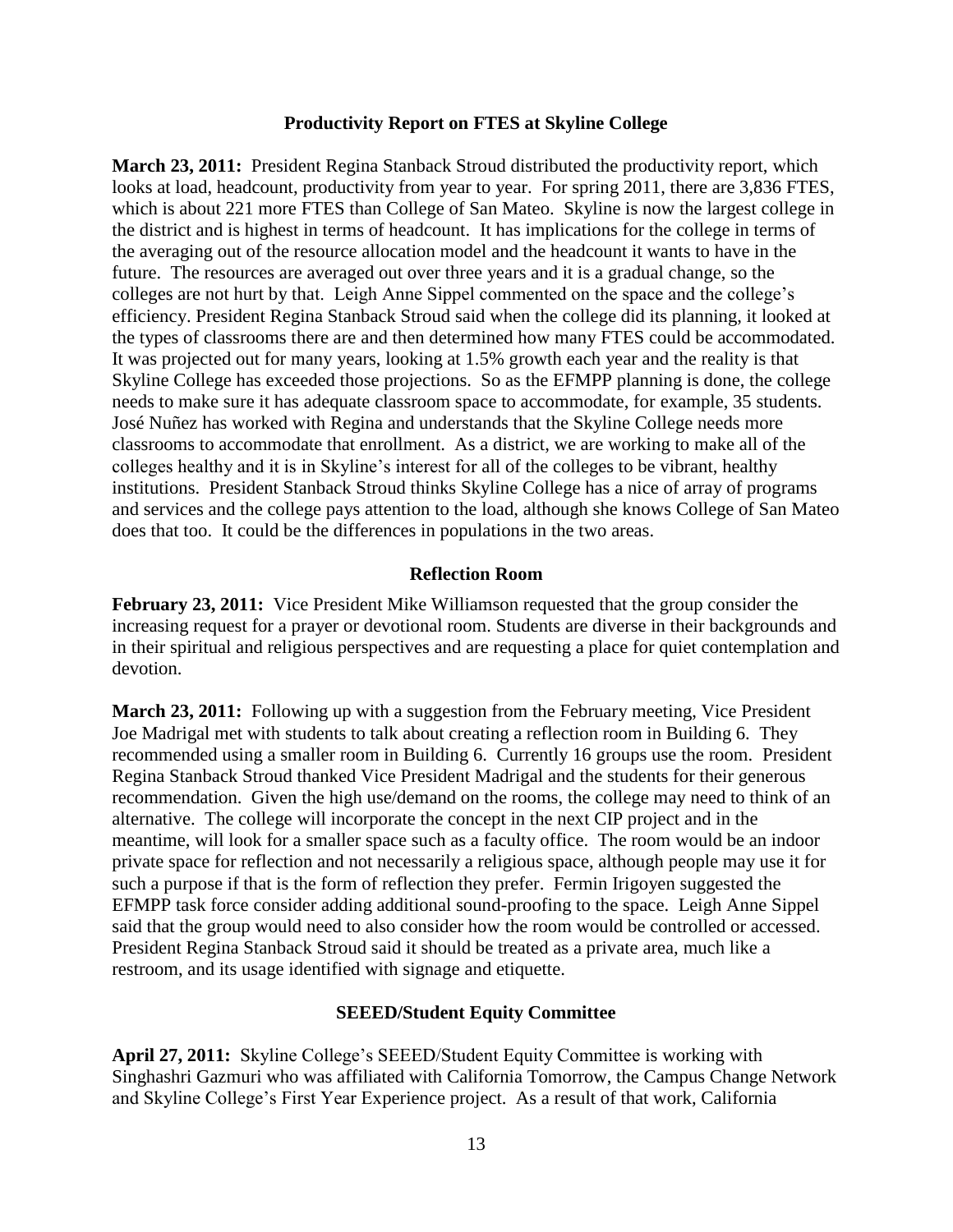### Productivity Report on FTES at Skyline College

**March 23, 2011:** President Regina Stanback Stroud distributed the productivity report, which looks at, load, headcount, productivity from year to year. For spring 2011, there are 3,836 FTES, which is about 221 more FTES than College of San Mateo. Skyline is now the largest college in the district and is highest in terms of headcount. It has implications for the college in terms of the averaging out of the resource allocation model and the headcount it wants to have in the future. The resources are averaged out over three years and it is a gradual change, so the colleges are not hurt by that. Leigh Anne Sippel commented on the space and the college's efficiency. President Regina Stanback Stroud said when the college did its planning, it looked at the types of classrooms there are and then determined how many FTES could be accommodated. It was projected out for many years, looking at 1.5% growth each year and the reality is that Skyline College has exceeded those projections. So as the EFMPP planning is done, the college needs to make sure it has adequate classroom space to accommodate, for example, 35 students. José Nuñez has worked with Regina and understands that the Skyline College needs more classrooms to accommodate that enrollment. As a district, we are working to make all of the colleges healthy and it is in Skyline's interest for all of the colleges to be vibrant, healthy institutions. President Stanback Stroud thinks Skyline College has a nice of array of programs and services and the college pays attention to the load, although she knows College of San Mateo does that too. It could be the differences in populations in the two areas.

### Reflection Room

**February 23, 2011:** Vice President Mike Williamson requested that the group consider the increasing request for a prayer or devotional room. Students are diverse in their backgrounds and in their spiritual and religious perspectives and are requesting a place for quiet contemplation and devotion.

**March 23, 2011:** Following up with a suggestion from the February meeting, Vice President Joe Madrigal met with students to talk about creating a reflection room in Building 6. They recommended using a smaller room in Building 6. Currently 16 groups use the room. President Regina Stanback Stroud thanked Vice President Madrigal and the students for their generous recommendation. Given the high use/demand on the rooms, the college may need to think of an alternative. The college will incorporate the concept in the next CIP project and in the meantime, will look for a smaller space such as a faculty office. The room would be an indoor private space for reflection and not necessarily a religious space, although people may use it for such a purpose if that is the form of reflection they prefer. Fermin Irigoyen suggested the EFMPP task force consider adding additional sound-proofing to the space. Leigh Anne Sippel said that the group would need to also consider how the room would be controlled or accessed. President Regina Stanback Stroud said it should be treated as a private area, much like a restroom, and its usage identified with signage and etiquette.

### SEEED/Student Equity Committee

**April 27, 2011:** Skyline College's SEEED/Student Equity Committee is working with Singhashri Gazmuri who was affiliated with California Tomorrow, the Campus Change Network and Skyline College's First Year Experience project. As a result of that work, California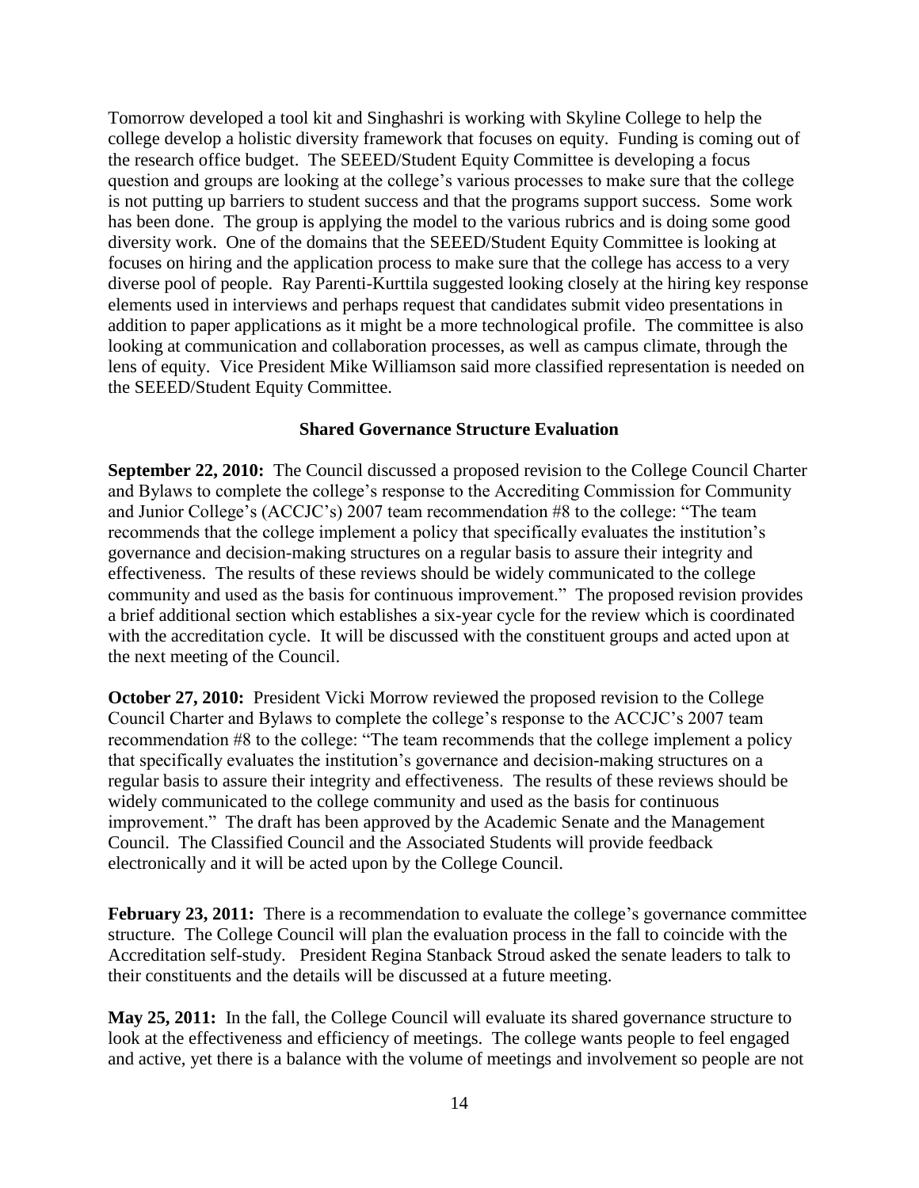Tomorrow developed a tool kit and Singhashri is working with Skyline College to help the college develop a holistic diversity framework that focuses on equity. Funding is coming out of the research office budget. The SEEED/Student Equity Committee is developing a focus question and groups are looking at the college's various processes to make sure that the college is not putting up barriers to student success and that the programs support success. Some work has been done. The group is applying the model to the various rubrics and is doing some good diversity work. One of the domains that the SEEED/Student Equity Committee is looking at focuses on hiring and the application process to make sure that the college has access to a very diverse pool of people. Ray Parenti-Kurttila suggested looking closely at the hiring key response elements used in interviews and perhaps request that candidates submit video presentations in addition to paper applications as it might be a more technological profile. The committee is also looking at communication and collaboration processes, as well as campus climate, through the lens of equity. Vice President Mike Williamson said more classified representation is needed on the SEEED/Student Equity Committee.

### Shared Governance Structure Evaluation

**September 22, 2010:** The Council discussed a proposed revision to the College Council Charter and Bylaws to complete the college's response to the Accrediting Commission for Community and Junior College's (ACCJC's) 2007 team recommendation #8 to the college: "The team recommends that the college implement a policy that specifically evaluates the institution's governance and decision-making structures on a regular basis to assure their integrity and effectiveness. The results of these reviews should be widely communicated to the college community and used as the basis for continuous improvement." The proposed revision provides a brief additional section which establishes a six-year cycle for the review which is coordinated with the accreditation cycle. It will be discussed with the constituent groups and acted upon at the next meeting of the Council.

**October 27, 2010:** President Vicki Morrow reviewed the proposed revision to the College Council Charter and Bylaws to complete the college's response to the ACCJC's 2007 team recommendation #8 to the college: "The team recommends that the college implement a policy that specifically evaluates the institution's governance and decision-making structures on a regular basis to assure their integrity and effectiveness. The results of these reviews should be widely communicated to the college community and used as the basis for continuous improvement." The draft has been approved by the Academic Senate and the Management Council. The Classified Council and the Associated Students will provide feedback electronically and it will be acted upon by the College Council.

**February 23, 2011:** There is a recommendation to evaluate the college's governance committee structure. The College Council will plan the evaluation process in the fall to coincide with the Accreditation self-study. President Regina Stanback Stroud asked the senate leaders to talk to their constituents and the details will be discussed at a future meeting.

**May 25, 2011:** In the fall, the College Council will evaluate its shared governance structure to look at the effectiveness and efficiency of meetings. The college wants people to feel engaged and active, yet there is a balance with the volume of meetings and involvement so people are not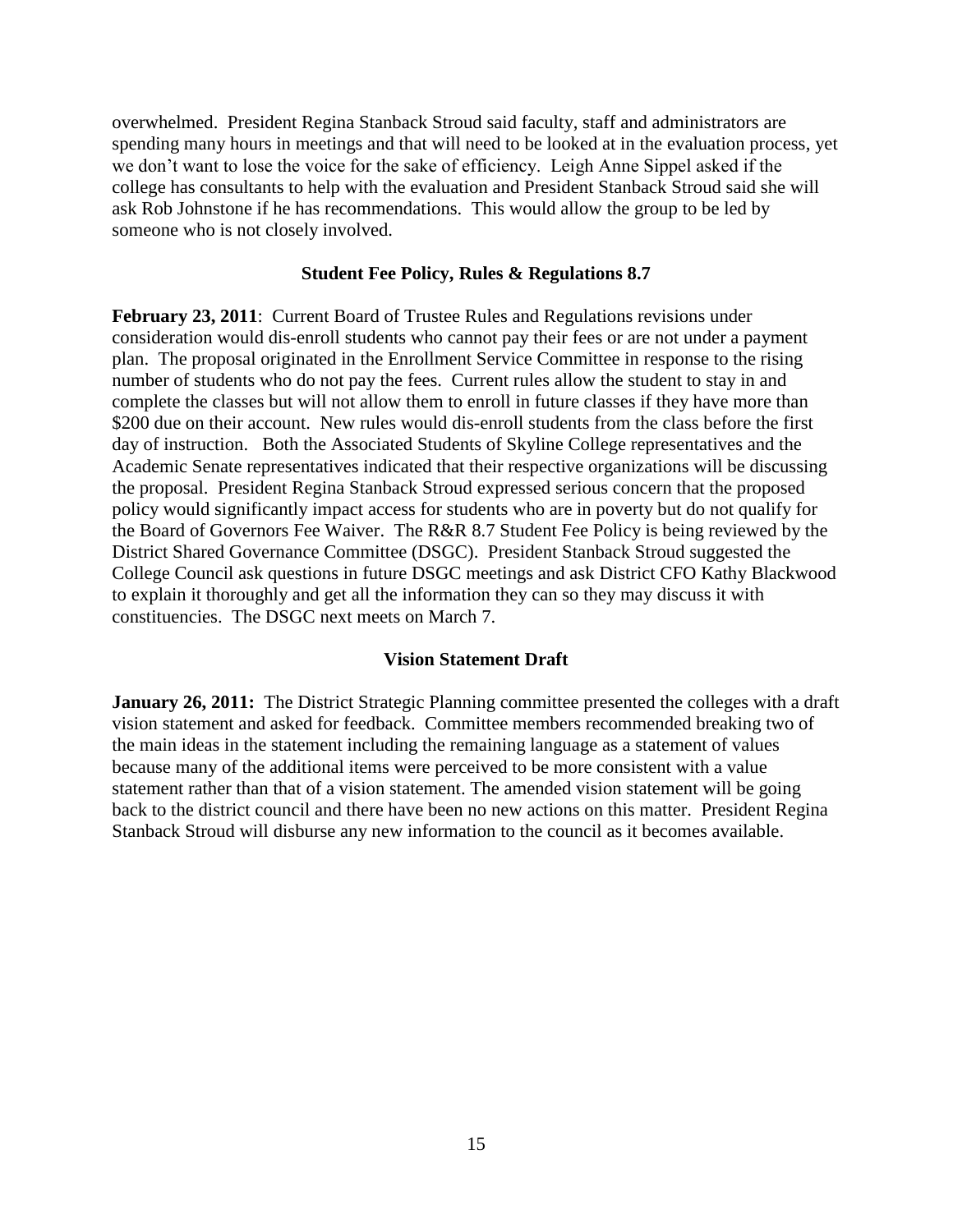overwhelmed. President Regina Stanback Stroud said faculty, staff and administrators are spending many hours in meetings and that will need to be looked at in the evaluation process, yet we don't want to lose the voice for the sake of efficiency. Leigh Anne Sippel asked if the college has consultants to help with the evaluation and President Stanback Stroud said she will ask Rob Johnstone if he has recommendations. This would allow the group to be led by someone who is not closely involved.

### Student Fee Policy, Rules & Regulations 8.7

**February 23, 2011**: Current Board of Trustee Rules and Regulations revisions under consideration would dis-enroll students who cannot pay their fees or are not under a payment plan. The proposal originated in the Enrollment Service Committee in response to the rising number of students who do not pay the fees. Current rules allow the student to stay in and complete the classes but will not allow them to enroll in future classes if they have more than $200 due on their account. New rules would dis-enroll students from the class before the first day of instruction. Both the Associated Students of Skyline College representatives and the Academic Senate representatives indicated that their respective organizations will be discussing the proposal. President Regina Stanback Stroud expressed serious concern that the proposed policy would significantly impact access for students who are in poverty but do not qualify for the Board of Governors Fee Waiver. The R&R 8.7 Student Fee Policy is being reviewed by the District Shared Governance Committee (DSGC). President Stanback Stroud suggested the College Council ask questions in future DSGC meetings and ask District CFO Kathy Blackwood to explain it thoroughly and get all the information they can so they may discuss it with constituencies. The DSGC next meets on March 7.

### Vision Statement Draft

**January 26, 2011:** The District Strategic Planning committee presented the colleges with a draft vision statement and asked for feedback. Committee members recommended breaking two of the main ideas in the statement including the remaining language as a statement of values because many of the additional items were perceived to be more consistent with a value statement rather than that of a vision statement. The amended vision statement will be going back to the district council and there have been no new actions on this matter. President Regina Stanback Stroud will disburse any new information to the council as it becomes available.